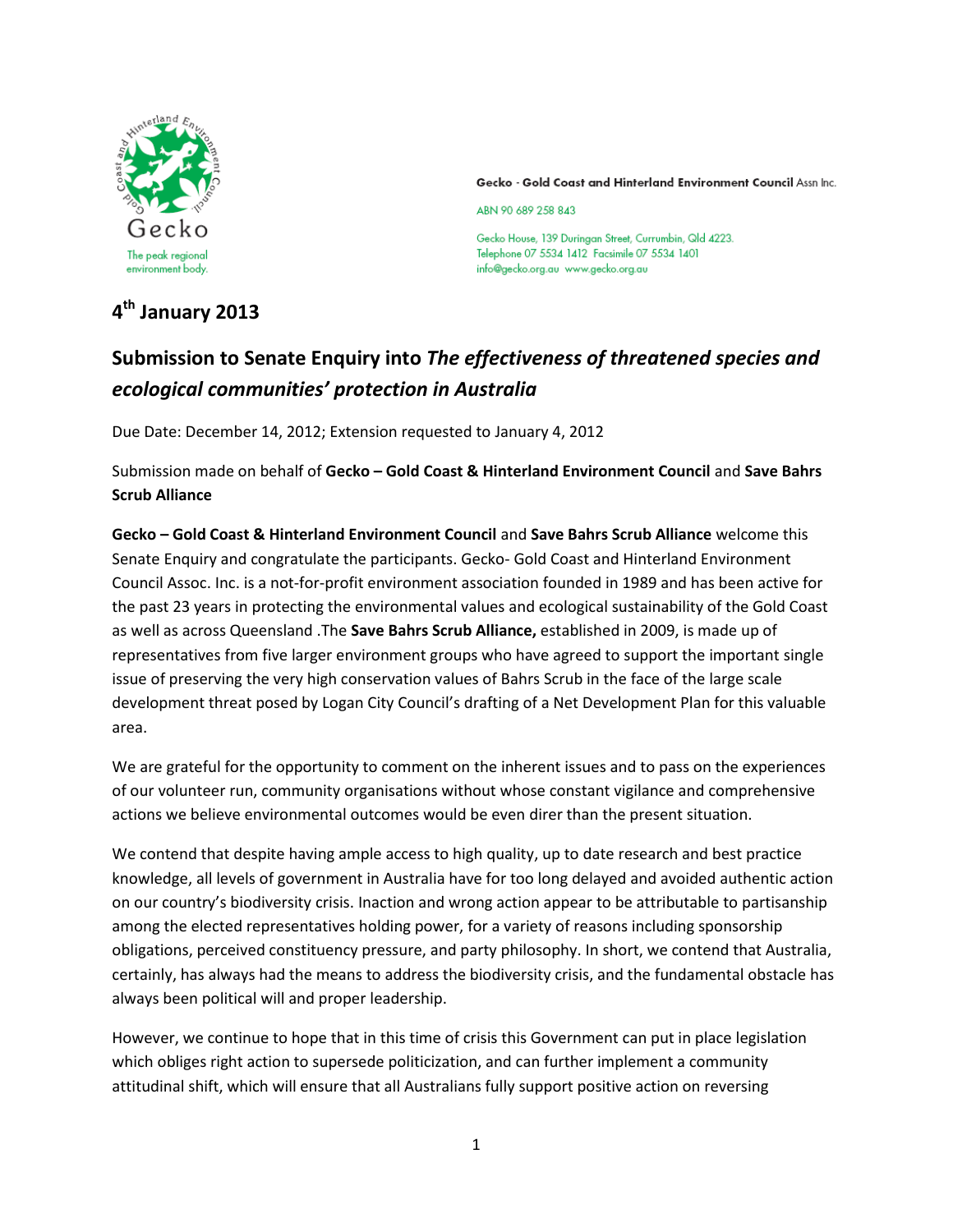Gecko - Gold Coast and Hinterland Environment Council Assn Inc.

ABN 90 689 258 843

Gecko House, 139 Duringan Street, Currumbin, Qld 4223.
Telephone 07 5534 1412 Facsimile 07 5534 1401
info@gecko.org.au www.gecko.org.au

Gecko – The peak regional environment body.

## 4th January 2013

## Submission to Senate Enquiry into *The effectiveness of threatened species and ecological communities' protection in Australia*

Due Date: December 14, 2012; Extension requested to January 4, 2012

Submission made on behalf of **Gecko – Gold Coast & Hinterland Environment Council** and **Save Bahrs Scrub Alliance**

**Gecko – Gold Coast & Hinterland Environment Council** and **Save Bahrs Scrub Alliance** welcome this Senate Enquiry and congratulate the participants. Gecko- Gold Coast and Hinterland Environment Council Assoc. Inc. is a not-for-profit environment association founded in 1989 and has been active for the past 23 years in protecting the environmental values and ecological sustainability of the Gold Coast as well as across Queensland .The **Save Bahrs Scrub Alliance,** established in 2009, is made up of representatives from five larger environment groups who have agreed to support the important single issue of preserving the very high conservation values of Bahrs Scrub in the face of the large scale development threat posed by Logan City Council's drafting of a Net Development Plan for this valuable area.

We are grateful for the opportunity to comment on the inherent issues and to pass on the experiences of our volunteer run, community organisations without whose constant vigilance and comprehensive actions we believe environmental outcomes would be even direr than the present situation.

We contend that despite having ample access to high quality, up to date research and best practice knowledge, all levels of government in Australia have for too long delayed and avoided authentic action on our country's biodiversity crisis. Inaction and wrong action appear to be attributable to partisanship among the elected representatives holding power, for a variety of reasons including sponsorship obligations, perceived constituency pressure, and party philosophy. In short, we contend that Australia, certainly, has always had the means to address the biodiversity crisis, and the fundamental obstacle has always been political will and proper leadership.

However, we continue to hope that in this time of crisis this Government can put in place legislation which obliges right action to supersede politicization, and can further implement a community attitudinal shift, which will ensure that all Australians fully support positive action on reversing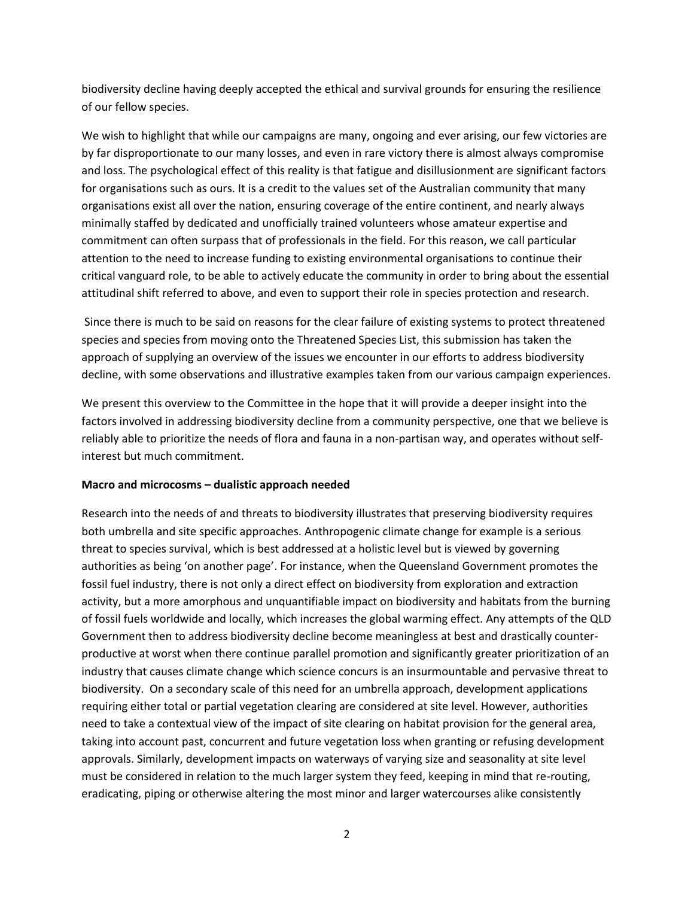biodiversity decline having deeply accepted the ethical and survival grounds for ensuring the resilience of our fellow species.

We wish to highlight that while our campaigns are many, ongoing and ever arising, our few victories are by far disproportionate to our many losses, and even in rare victory there is almost always compromise and loss. The psychological effect of this reality is that fatigue and disillusionment are significant factors for organisations such as ours. It is a credit to the values set of the Australian community that many organisations exist all over the nation, ensuring coverage of the entire continent, and nearly always minimally staffed by dedicated and unofficially trained volunteers whose amateur expertise and commitment can often surpass that of professionals in the field. For this reason, we call particular attention to the need to increase funding to existing environmental organisations to continue their critical vanguard role, to be able to actively educate the community in order to bring about the essential attitudinal shift referred to above, and even to support their role in species protection and research.

Since there is much to be said on reasons for the clear failure of existing systems to protect threatened species and species from moving onto the Threatened Species List, this submission has taken the approach of supplying an overview of the issues we encounter in our efforts to address biodiversity decline, with some observations and illustrative examples taken from our various campaign experiences.

We present this overview to the Committee in the hope that it will provide a deeper insight into the factors involved in addressing biodiversity decline from a community perspective, one that we believe is reliably able to prioritize the needs of flora and fauna in a non-partisan way, and operates without self-interest but much commitment.

**Macro and microcosms – dualistic approach needed**

Research into the needs of and threats to biodiversity illustrates that preserving biodiversity requires both umbrella and site specific approaches. Anthropogenic climate change for example is a serious threat to species survival, which is best addressed at a holistic level but is viewed by governing authorities as being 'on another page'. For instance, when the Queensland Government promotes the fossil fuel industry, there is not only a direct effect on biodiversity from exploration and extraction activity, but a more amorphous and unquantifiable impact on biodiversity and habitats from the burning of fossil fuels worldwide and locally, which increases the global warming effect. Any attempts of the QLD Government then to address biodiversity decline become meaningless at best and drastically counter-productive at worst when there continue parallel promotion and significantly greater prioritization of an industry that causes climate change which science concurs is an insurmountable and pervasive threat to biodiversity. On a secondary scale of this need for an umbrella approach, development applications requiring either total or partial vegetation clearing are considered at site level. However, authorities need to take a contextual view of the impact of site clearing on habitat provision for the general area, taking into account past, concurrent and future vegetation loss when granting or refusing development approvals. Similarly, development impacts on waterways of varying size and seasonality at site level must be considered in relation to the much larger system they feed, keeping in mind that re-routing, eradicating, piping or otherwise altering the most minor and larger watercourses alike consistently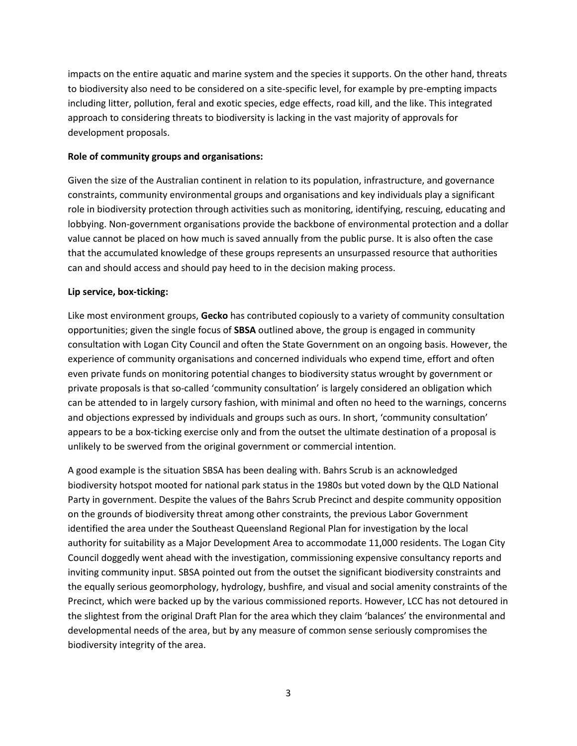impacts on the entire aquatic and marine system and the species it supports. On the other hand, threats to biodiversity also need to be considered on a site-specific level, for example by pre-empting impacts including litter, pollution, feral and exotic species, edge effects, road kill, and the like. This integrated approach to considering threats to biodiversity is lacking in the vast majority of approvals for development proposals.

**Role of community groups and organisations:**

Given the size of the Australian continent in relation to its population, infrastructure, and governance constraints, community environmental groups and organisations and key individuals play a significant role in biodiversity protection through activities such as monitoring, identifying, rescuing, educating and lobbying. Non-government organisations provide the backbone of environmental protection and a dollar value cannot be placed on how much is saved annually from the public purse. It is also often the case that the accumulated knowledge of these groups represents an unsurpassed resource that authorities can and should access and should pay heed to in the decision making process.

**Lip service, box-ticking:**

Like most environment groups, **Gecko** has contributed copiously to a variety of community consultation opportunities; given the single focus of **SBSA** outlined above, the group is engaged in community consultation with Logan City Council and often the State Government on an ongoing basis. However, the experience of community organisations and concerned individuals who expend time, effort and often even private funds on monitoring potential changes to biodiversity status wrought by government or private proposals is that so-called 'community consultation' is largely considered an obligation which can be attended to in largely cursory fashion, with minimal and often no heed to the warnings, concerns and objections expressed by individuals and groups such as ours. In short, 'community consultation' appears to be a box-ticking exercise only and from the outset the ultimate destination of a proposal is unlikely to be swerved from the original government or commercial intention.

A good example is the situation SBSA has been dealing with. Bahrs Scrub is an acknowledged biodiversity hotspot mooted for national park status in the 1980s but voted down by the QLD National Party in government. Despite the values of the Bahrs Scrub Precinct and despite community opposition on the grounds of biodiversity threat among other constraints, the previous Labor Government identified the area under the Southeast Queensland Regional Plan for investigation by the local authority for suitability as a Major Development Area to accommodate 11,000 residents. The Logan City Council doggedly went ahead with the investigation, commissioning expensive consultancy reports and inviting community input. SBSA pointed out from the outset the significant biodiversity constraints and the equally serious geomorphology, hydrology, bushfire, and visual and social amenity constraints of the Precinct, which were backed up by the various commissioned reports. However, LCC has not detoured in the slightest from the original Draft Plan for the area which they claim 'balances' the environmental and developmental needs of the area, but by any measure of common sense seriously compromises the biodiversity integrity of the area.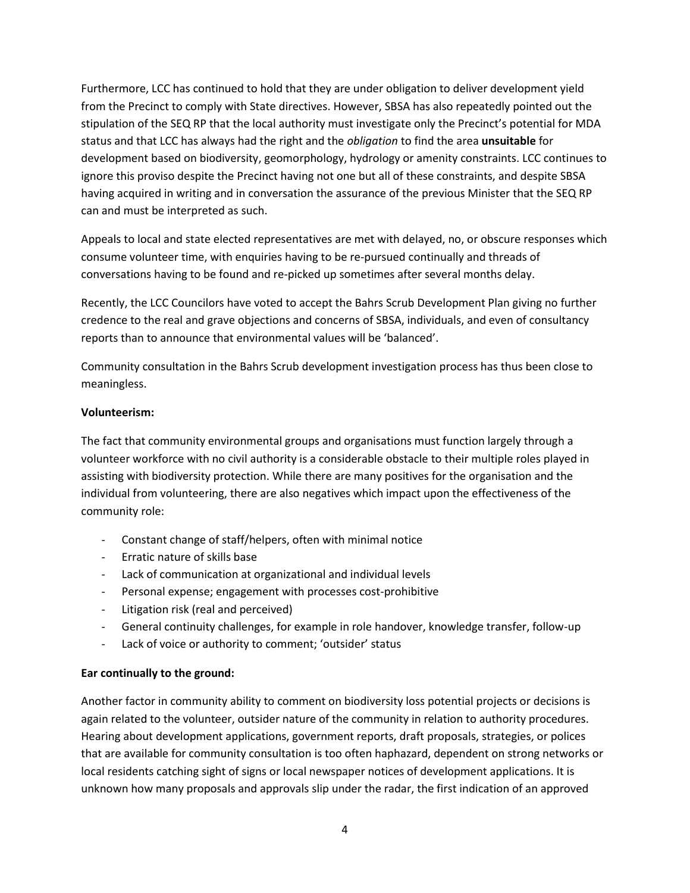Furthermore, LCC has continued to hold that they are under obligation to deliver development yield from the Precinct to comply with State directives. However, SBSA has also repeatedly pointed out the stipulation of the SEQ RP that the local authority must investigate only the Precinct's potential for MDA status and that LCC has always had the right and the *obligation* to find the area **unsuitable** for development based on biodiversity, geomorphology, hydrology or amenity constraints. LCC continues to ignore this proviso despite the Precinct having not one but all of these constraints, and despite SBSA having acquired in writing and in conversation the assurance of the previous Minister that the SEQ RP can and must be interpreted as such.

Appeals to local and state elected representatives are met with delayed, no, or obscure responses which consume volunteer time, with enquiries having to be re-pursued continually and threads of conversations having to be found and re-picked up sometimes after several months delay.

Recently, the LCC Councilors have voted to accept the Bahrs Scrub Development Plan giving no further credence to the real and grave objections and concerns of SBSA, individuals, and even of consultancy reports than to announce that environmental values will be 'balanced'.

Community consultation in the Bahrs Scrub development investigation process has thus been close to meaningless.

**Volunteerism:**

The fact that community environmental groups and organisations must function largely through a volunteer workforce with no civil authority is a considerable obstacle to their multiple roles played in assisting with biodiversity protection. While there are many positives for the organisation and the individual from volunteering, there are also negatives which impact upon the effectiveness of the community role:

- Constant change of staff/helpers, often with minimal notice
- Erratic nature of skills base
- Lack of communication at organizational and individual levels
- Personal expense; engagement with processes cost-prohibitive
- Litigation risk (real and perceived)
- General continuity challenges, for example in role handover, knowledge transfer, follow-up
- Lack of voice or authority to comment; 'outsider' status

**Ear continually to the ground:**

Another factor in community ability to comment on biodiversity loss potential projects or decisions is again related to the volunteer, outsider nature of the community in relation to authority procedures. Hearing about development applications, government reports, draft proposals, strategies, or polices that are available for community consultation is too often haphazard, dependent on strong networks or local residents catching sight of signs or local newspaper notices of development applications. It is unknown how many proposals and approvals slip under the radar, the first indication of an approved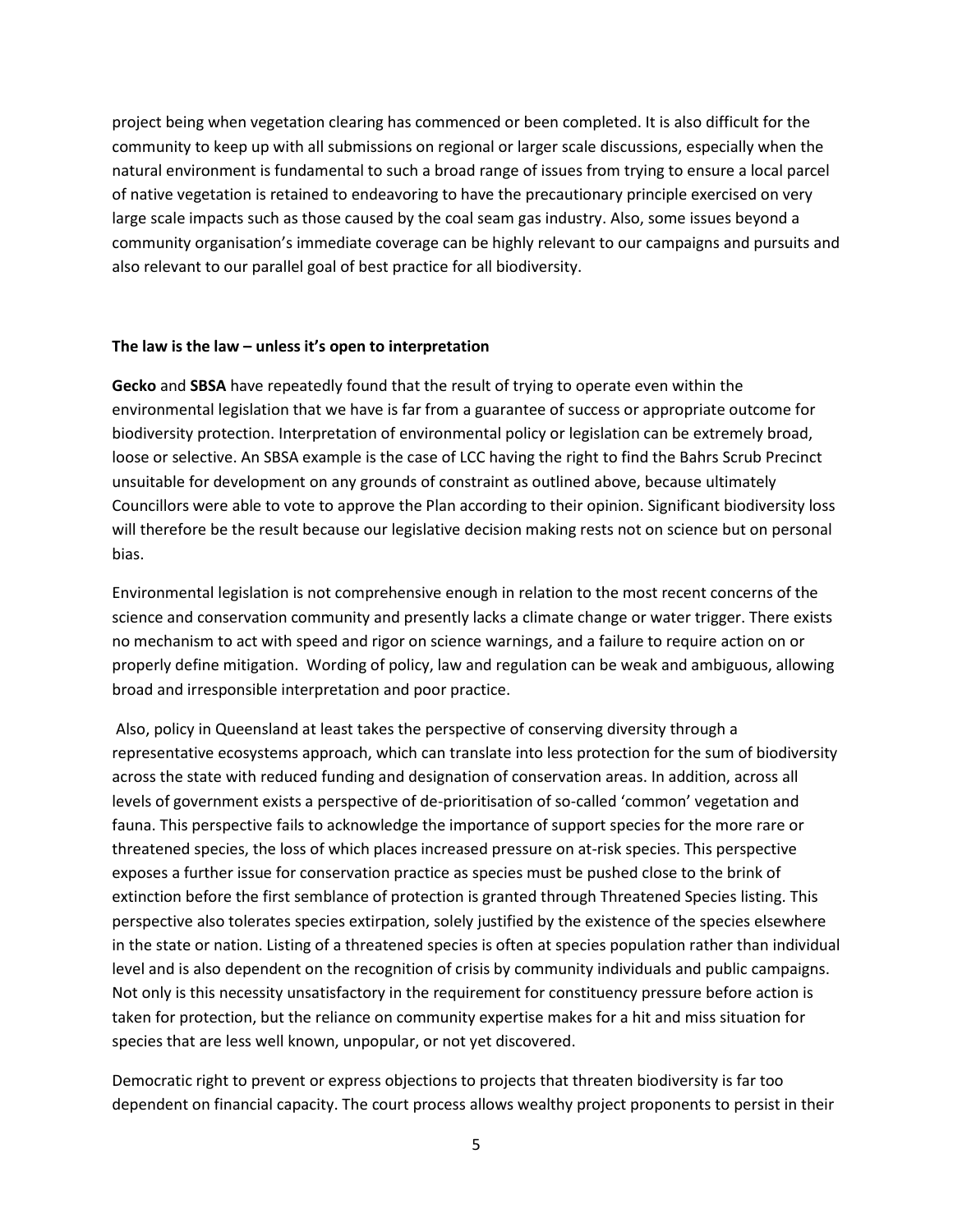project being when vegetation clearing has commenced or been completed. It is also difficult for the community to keep up with all submissions on regional or larger scale discussions, especially when the natural environment is fundamental to such a broad range of issues from trying to ensure a local parcel of native vegetation is retained to endeavoring to have the precautionary principle exercised on very large scale impacts such as those caused by the coal seam gas industry. Also, some issues beyond a community organisation's immediate coverage can be highly relevant to our campaigns and pursuits and also relevant to our parallel goal of best practice for all biodiversity.

**The law is the law – unless it's open to interpretation**

**Gecko** and **SBSA** have repeatedly found that the result of trying to operate even within the environmental legislation that we have is far from a guarantee of success or appropriate outcome for biodiversity protection. Interpretation of environmental policy or legislation can be extremely broad, loose or selective. An SBSA example is the case of LCC having the right to find the Bahrs Scrub Precinct unsuitable for development on any grounds of constraint as outlined above, because ultimately Councillors were able to vote to approve the Plan according to their opinion. Significant biodiversity loss will therefore be the result because our legislative decision making rests not on science but on personal bias.

Environmental legislation is not comprehensive enough in relation to the most recent concerns of the science and conservation community and presently lacks a climate change or water trigger. There exists no mechanism to act with speed and rigor on science warnings, and a failure to require action on or properly define mitigation. Wording of policy, law and regulation can be weak and ambiguous, allowing broad and irresponsible interpretation and poor practice.

Also, policy in Queensland at least takes the perspective of conserving diversity through a representative ecosystems approach, which can translate into less protection for the sum of biodiversity across the state with reduced funding and designation of conservation areas. In addition, across all levels of government exists a perspective of de-prioritisation of so-called 'common' vegetation and fauna. This perspective fails to acknowledge the importance of support species for the more rare or threatened species, the loss of which places increased pressure on at-risk species. This perspective exposes a further issue for conservation practice as species must be pushed close to the brink of extinction before the first semblance of protection is granted through Threatened Species listing. This perspective also tolerates species extirpation, solely justified by the existence of the species elsewhere in the state or nation. Listing of a threatened species is often at species population rather than individual level and is also dependent on the recognition of crisis by community individuals and public campaigns. Not only is this necessity unsatisfactory in the requirement for constituency pressure before action is taken for protection, but the reliance on community expertise makes for a hit and miss situation for species that are less well known, unpopular, or not yet discovered.

Democratic right to prevent or express objections to projects that threaten biodiversity is far too dependent on financial capacity. The court process allows wealthy project proponents to persist in their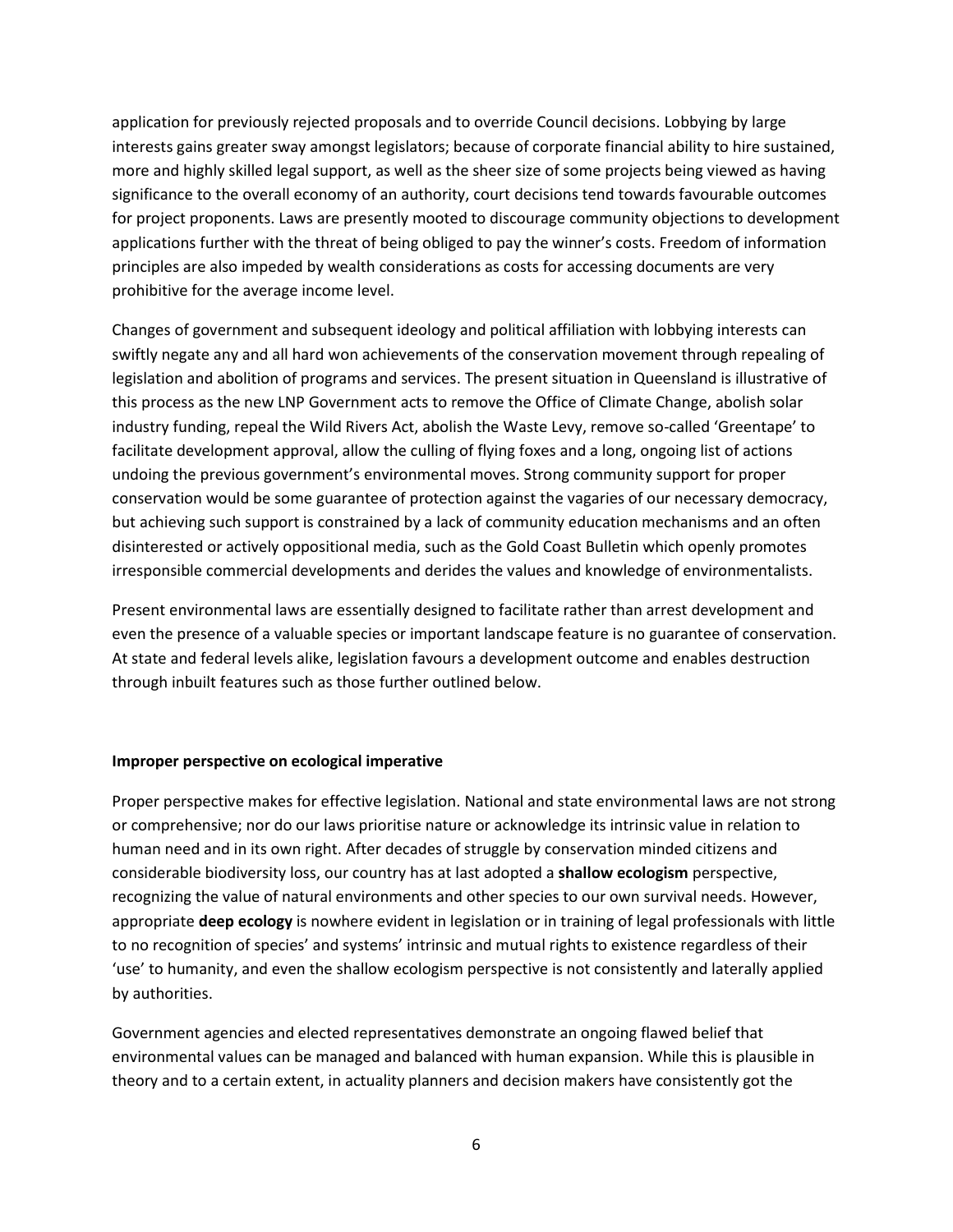application for previously rejected proposals and to override Council decisions. Lobbying by large interests gains greater sway amongst legislators; because of corporate financial ability to hire sustained, more and highly skilled legal support, as well as the sheer size of some projects being viewed as having significance to the overall economy of an authority, court decisions tend towards favourable outcomes for project proponents. Laws are presently mooted to discourage community objections to development applications further with the threat of being obliged to pay the winner's costs. Freedom of information principles are also impeded by wealth considerations as costs for accessing documents are very prohibitive for the average income level.

Changes of government and subsequent ideology and political affiliation with lobbying interests can swiftly negate any and all hard won achievements of the conservation movement through repealing of legislation and abolition of programs and services. The present situation in Queensland is illustrative of this process as the new LNP Government acts to remove the Office of Climate Change, abolish solar industry funding, repeal the Wild Rivers Act, abolish the Waste Levy, remove so-called 'Greentape' to facilitate development approval, allow the culling of flying foxes and a long, ongoing list of actions undoing the previous government's environmental moves. Strong community support for proper conservation would be some guarantee of protection against the vagaries of our necessary democracy, but achieving such support is constrained by a lack of community education mechanisms and an often disinterested or actively oppositional media, such as the Gold Coast Bulletin which openly promotes irresponsible commercial developments and derides the values and knowledge of environmentalists.

Present environmental laws are essentially designed to facilitate rather than arrest development and even the presence of a valuable species or important landscape feature is no guarantee of conservation. At state and federal levels alike, legislation favours a development outcome and enables destruction through inbuilt features such as those further outlined below.

**Improper perspective on ecological imperative**

Proper perspective makes for effective legislation. National and state environmental laws are not strong or comprehensive; nor do our laws prioritise nature or acknowledge its intrinsic value in relation to human need and in its own right. After decades of struggle by conservation minded citizens and considerable biodiversity loss, our country has at last adopted a **shallow ecologism** perspective, recognizing the value of natural environments and other species to our own survival needs. However, appropriate **deep ecology** is nowhere evident in legislation or in training of legal professionals with little to no recognition of species' and systems' intrinsic and mutual rights to existence regardless of their 'use' to humanity, and even the shallow ecologism perspective is not consistently and laterally applied by authorities.

Government agencies and elected representatives demonstrate an ongoing flawed belief that environmental values can be managed and balanced with human expansion. While this is plausible in theory and to a certain extent, in actuality planners and decision makers have consistently got the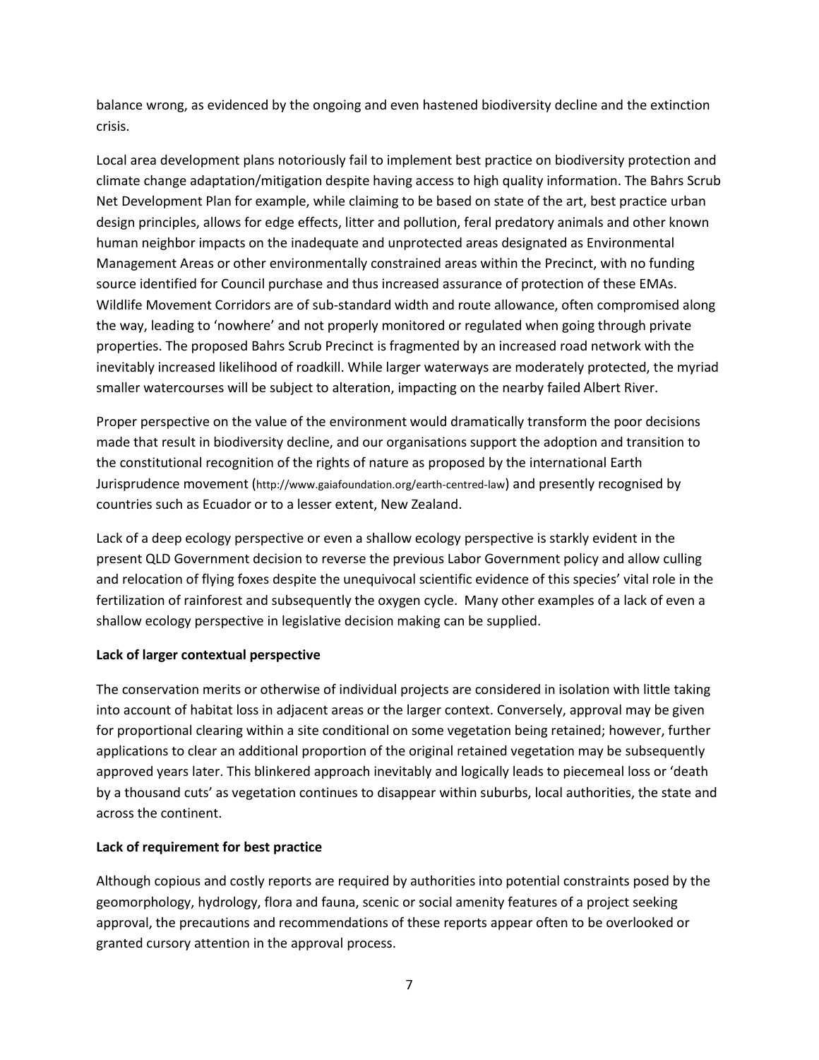balance wrong, as evidenced by the ongoing and even hastened biodiversity decline and the extinction crisis.

Local area development plans notoriously fail to implement best practice on biodiversity protection and climate change adaptation/mitigation despite having access to high quality information. The Bahrs Scrub Net Development Plan for example, while claiming to be based on state of the art, best practice urban design principles, allows for edge effects, litter and pollution, feral predatory animals and other known human neighbor impacts on the inadequate and unprotected areas designated as Environmental Management Areas or other environmentally constrained areas within the Precinct, with no funding source identified for Council purchase and thus increased assurance of protection of these EMAs. Wildlife Movement Corridors are of sub-standard width and route allowance, often compromised along the way, leading to 'nowhere' and not properly monitored or regulated when going through private properties. The proposed Bahrs Scrub Precinct is fragmented by an increased road network with the inevitably increased likelihood of roadkill. While larger waterways are moderately protected, the myriad smaller watercourses will be subject to alteration, impacting on the nearby failed Albert River.

Proper perspective on the value of the environment would dramatically transform the poor decisions made that result in biodiversity decline, and our organisations support the adoption and transition to the constitutional recognition of the rights of nature as proposed by the international Earth Jurisprudence movement (http://www.gaiafoundation.org/earth-centred-law) and presently recognised by countries such as Ecuador or to a lesser extent, New Zealand.

Lack of a deep ecology perspective or even a shallow ecology perspective is starkly evident in the present QLD Government decision to reverse the previous Labor Government policy and allow culling and relocation of flying foxes despite the unequivocal scientific evidence of this species' vital role in the fertilization of rainforest and subsequently the oxygen cycle. Many other examples of a lack of even a shallow ecology perspective in legislative decision making can be supplied.

**Lack of larger contextual perspective**

The conservation merits or otherwise of individual projects are considered in isolation with little taking into account of habitat loss in adjacent areas or the larger context. Conversely, approval may be given for proportional clearing within a site conditional on some vegetation being retained; however, further applications to clear an additional proportion of the original retained vegetation may be subsequently approved years later. This blinkered approach inevitably and logically leads to piecemeal loss or 'death by a thousand cuts' as vegetation continues to disappear within suburbs, local authorities, the state and across the continent.

**Lack of requirement for best practice**

Although copious and costly reports are required by authorities into potential constraints posed by the geomorphology, hydrology, flora and fauna, scenic or social amenity features of a project seeking approval, the precautions and recommendations of these reports appear often to be overlooked or granted cursory attention in the approval process.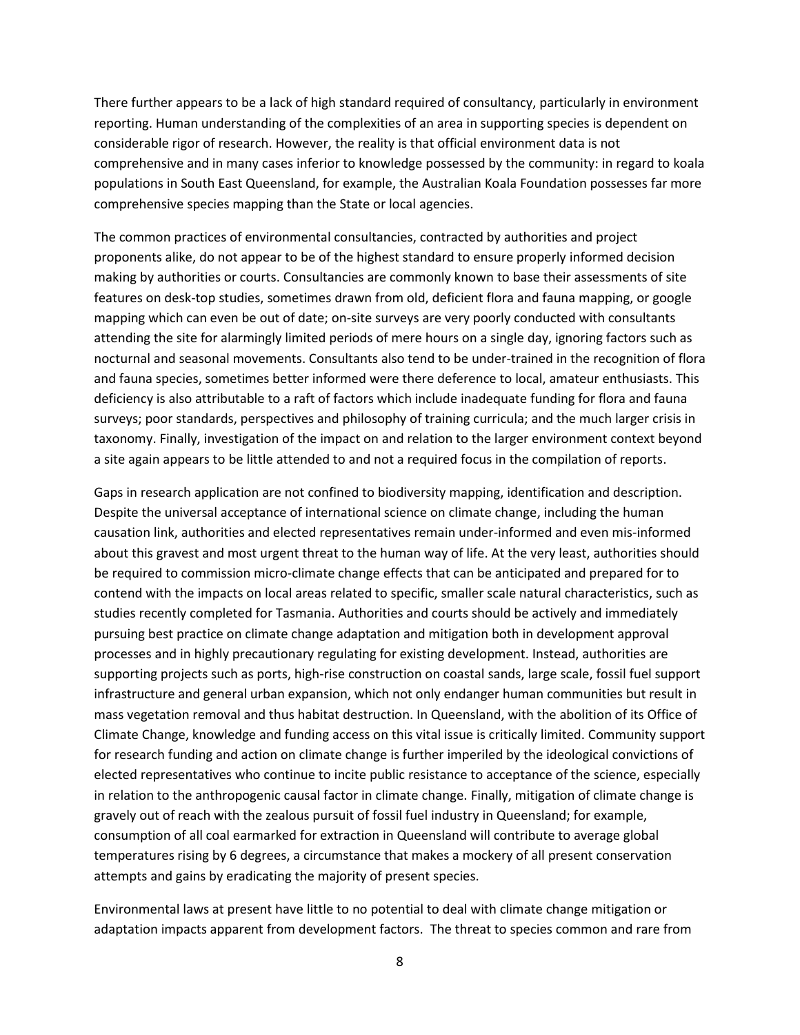There further appears to be a lack of high standard required of consultancy, particularly in environment reporting. Human understanding of the complexities of an area in supporting species is dependent on considerable rigor of research. However, the reality is that official environment data is not comprehensive and in many cases inferior to knowledge possessed by the community: in regard to koala populations in South East Queensland, for example, the Australian Koala Foundation possesses far more comprehensive species mapping than the State or local agencies.

The common practices of environmental consultancies, contracted by authorities and project proponents alike, do not appear to be of the highest standard to ensure properly informed decision making by authorities or courts. Consultancies are commonly known to base their assessments of site features on desk-top studies, sometimes drawn from old, deficient flora and fauna mapping, or google mapping which can even be out of date; on-site surveys are very poorly conducted with consultants attending the site for alarmingly limited periods of mere hours on a single day, ignoring factors such as nocturnal and seasonal movements. Consultants also tend to be under-trained in the recognition of flora and fauna species, sometimes better informed were there deference to local, amateur enthusiasts. This deficiency is also attributable to a raft of factors which include inadequate funding for flora and fauna surveys; poor standards, perspectives and philosophy of training curricula; and the much larger crisis in taxonomy. Finally, investigation of the impact on and relation to the larger environment context beyond a site again appears to be little attended to and not a required focus in the compilation of reports.

Gaps in research application are not confined to biodiversity mapping, identification and description. Despite the universal acceptance of international science on climate change, including the human causation link, authorities and elected representatives remain under-informed and even mis-informed about this gravest and most urgent threat to the human way of life. At the very least, authorities should be required to commission micro-climate change effects that can be anticipated and prepared for to contend with the impacts on local areas related to specific, smaller scale natural characteristics, such as studies recently completed for Tasmania. Authorities and courts should be actively and immediately pursuing best practice on climate change adaptation and mitigation both in development approval processes and in highly precautionary regulating for existing development. Instead, authorities are supporting projects such as ports, high-rise construction on coastal sands, large scale, fossil fuel support infrastructure and general urban expansion, which not only endanger human communities but result in mass vegetation removal and thus habitat destruction. In Queensland, with the abolition of its Office of Climate Change, knowledge and funding access on this vital issue is critically limited. Community support for research funding and action on climate change is further imperiled by the ideological convictions of elected representatives who continue to incite public resistance to acceptance of the science, especially in relation to the anthropogenic causal factor in climate change. Finally, mitigation of climate change is gravely out of reach with the zealous pursuit of fossil fuel industry in Queensland; for example, consumption of all coal earmarked for extraction in Queensland will contribute to average global temperatures rising by 6 degrees, a circumstance that makes a mockery of all present conservation attempts and gains by eradicating the majority of present species.

Environmental laws at present have little to no potential to deal with climate change mitigation or adaptation impacts apparent from development factors. The threat to species common and rare from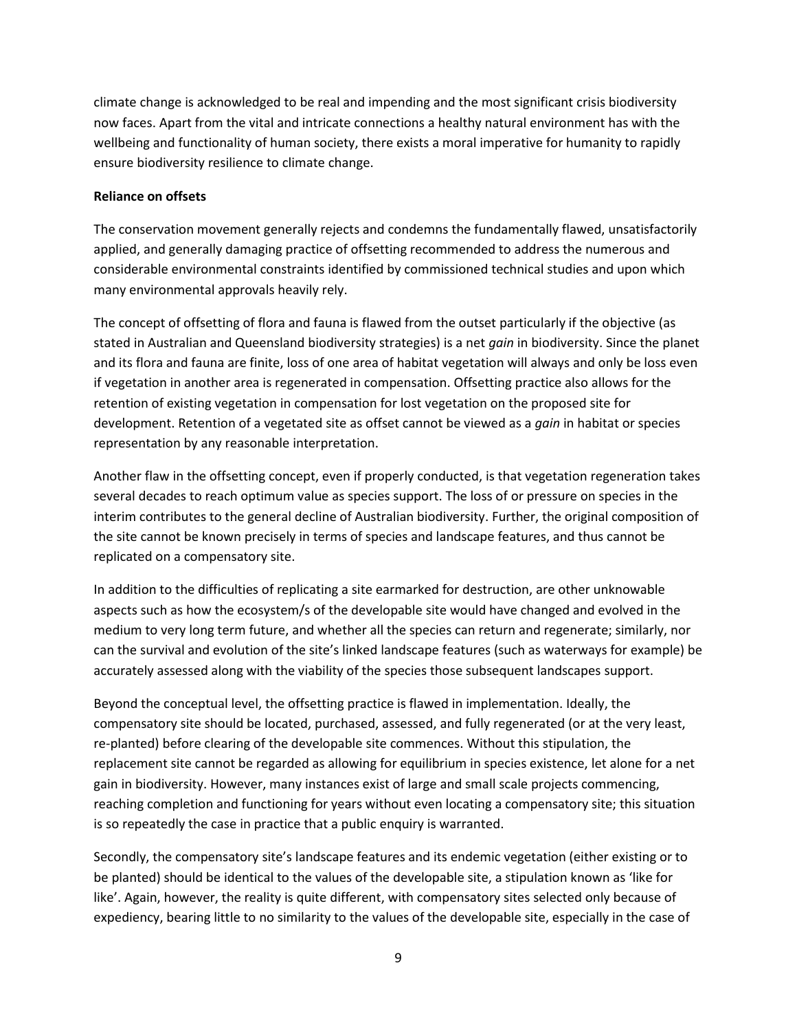climate change is acknowledged to be real and impending and the most significant crisis biodiversity now faces. Apart from the vital and intricate connections a healthy natural environment has with the wellbeing and functionality of human society, there exists a moral imperative for humanity to rapidly ensure biodiversity resilience to climate change.

**Reliance on offsets**

The conservation movement generally rejects and condemns the fundamentally flawed, unsatisfactorily applied, and generally damaging practice of offsetting recommended to address the numerous and considerable environmental constraints identified by commissioned technical studies and upon which many environmental approvals heavily rely.

The concept of offsetting of flora and fauna is flawed from the outset particularly if the objective (as stated in Australian and Queensland biodiversity strategies) is a net *gain* in biodiversity. Since the planet and its flora and fauna are finite, loss of one area of habitat vegetation will always and only be loss even if vegetation in another area is regenerated in compensation. Offsetting practice also allows for the retention of existing vegetation in compensation for lost vegetation on the proposed site for development. Retention of a vegetated site as offset cannot be viewed as a *gain* in habitat or species representation by any reasonable interpretation.

Another flaw in the offsetting concept, even if properly conducted, is that vegetation regeneration takes several decades to reach optimum value as species support. The loss of or pressure on species in the interim contributes to the general decline of Australian biodiversity. Further, the original composition of the site cannot be known precisely in terms of species and landscape features, and thus cannot be replicated on a compensatory site.

In addition to the difficulties of replicating a site earmarked for destruction, are other unknowable aspects such as how the ecosystem/s of the developable site would have changed and evolved in the medium to very long term future, and whether all the species can return and regenerate; similarly, nor can the survival and evolution of the site's linked landscape features (such as waterways for example) be accurately assessed along with the viability of the species those subsequent landscapes support.

Beyond the conceptual level, the offsetting practice is flawed in implementation. Ideally, the compensatory site should be located, purchased, assessed, and fully regenerated (or at the very least, re-planted) before clearing of the developable site commences. Without this stipulation, the replacement site cannot be regarded as allowing for equilibrium in species existence, let alone for a net gain in biodiversity. However, many instances exist of large and small scale projects commencing, reaching completion and functioning for years without even locating a compensatory site; this situation is so repeatedly the case in practice that a public enquiry is warranted.

Secondly, the compensatory site's landscape features and its endemic vegetation (either existing or to be planted) should be identical to the values of the developable site, a stipulation known as 'like for like'. Again, however, the reality is quite different, with compensatory sites selected only because of expediency, bearing little to no similarity to the values of the developable site, especially in the case of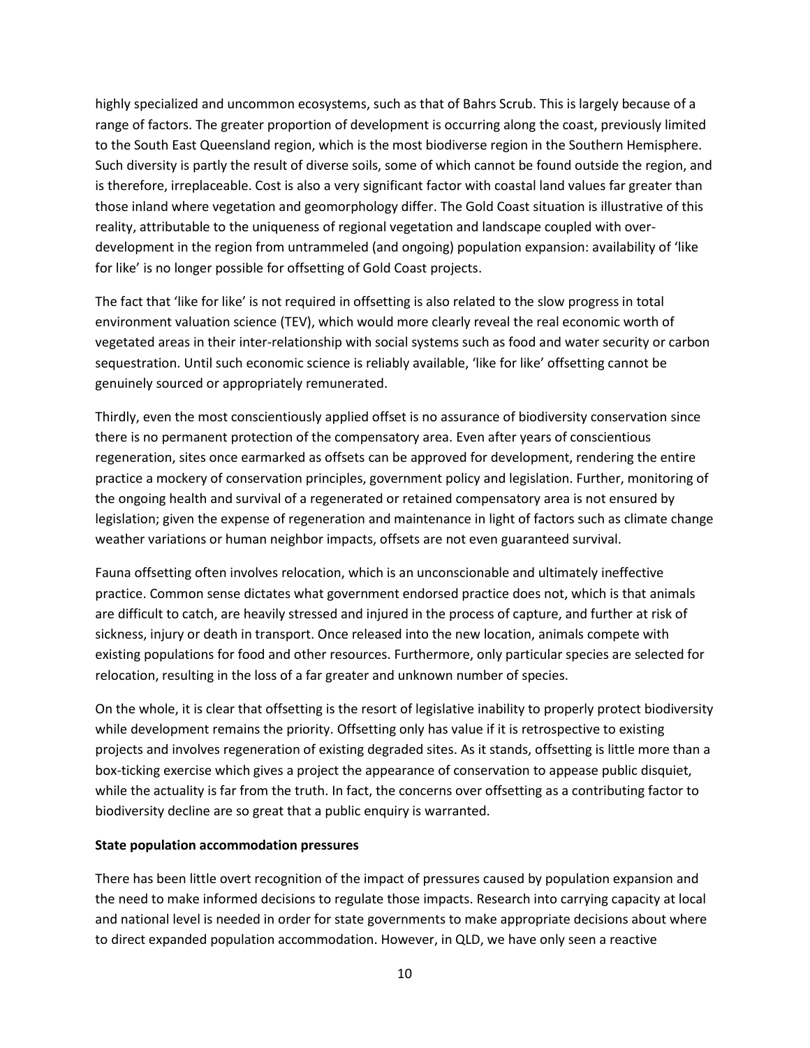highly specialized and uncommon ecosystems, such as that of Bahrs Scrub. This is largely because of a range of factors. The greater proportion of development is occurring along the coast, previously limited to the South East Queensland region, which is the most biodiverse region in the Southern Hemisphere. Such diversity is partly the result of diverse soils, some of which cannot be found outside the region, and is therefore, irreplaceable. Cost is also a very significant factor with coastal land values far greater than those inland where vegetation and geomorphology differ. The Gold Coast situation is illustrative of this reality, attributable to the uniqueness of regional vegetation and landscape coupled with over-development in the region from untrammeled (and ongoing) population expansion: availability of 'like for like' is no longer possible for offsetting of Gold Coast projects.

The fact that 'like for like' is not required in offsetting is also related to the slow progress in total environment valuation science (TEV), which would more clearly reveal the real economic worth of vegetated areas in their inter-relationship with social systems such as food and water security or carbon sequestration. Until such economic science is reliably available, 'like for like' offsetting cannot be genuinely sourced or appropriately remunerated.

Thirdly, even the most conscientiously applied offset is no assurance of biodiversity conservation since there is no permanent protection of the compensatory area. Even after years of conscientious regeneration, sites once earmarked as offsets can be approved for development, rendering the entire practice a mockery of conservation principles, government policy and legislation. Further, monitoring of the ongoing health and survival of a regenerated or retained compensatory area is not ensured by legislation; given the expense of regeneration and maintenance in light of factors such as climate change weather variations or human neighbor impacts, offsets are not even guaranteed survival.

Fauna offsetting often involves relocation, which is an unconscionable and ultimately ineffective practice. Common sense dictates what government endorsed practice does not, which is that animals are difficult to catch, are heavily stressed and injured in the process of capture, and further at risk of sickness, injury or death in transport. Once released into the new location, animals compete with existing populations for food and other resources. Furthermore, only particular species are selected for relocation, resulting in the loss of a far greater and unknown number of species.

On the whole, it is clear that offsetting is the resort of legislative inability to properly protect biodiversity while development remains the priority. Offsetting only has value if it is retrospective to existing projects and involves regeneration of existing degraded sites. As it stands, offsetting is little more than a box-ticking exercise which gives a project the appearance of conservation to appease public disquiet, while the actuality is far from the truth. In fact, the concerns over offsetting as a contributing factor to biodiversity decline are so great that a public enquiry is warranted.

**State population accommodation pressures**

There has been little overt recognition of the impact of pressures caused by population expansion and the need to make informed decisions to regulate those impacts. Research into carrying capacity at local and national level is needed in order for state governments to make appropriate decisions about where to direct expanded population accommodation. However, in QLD, we have only seen a reactive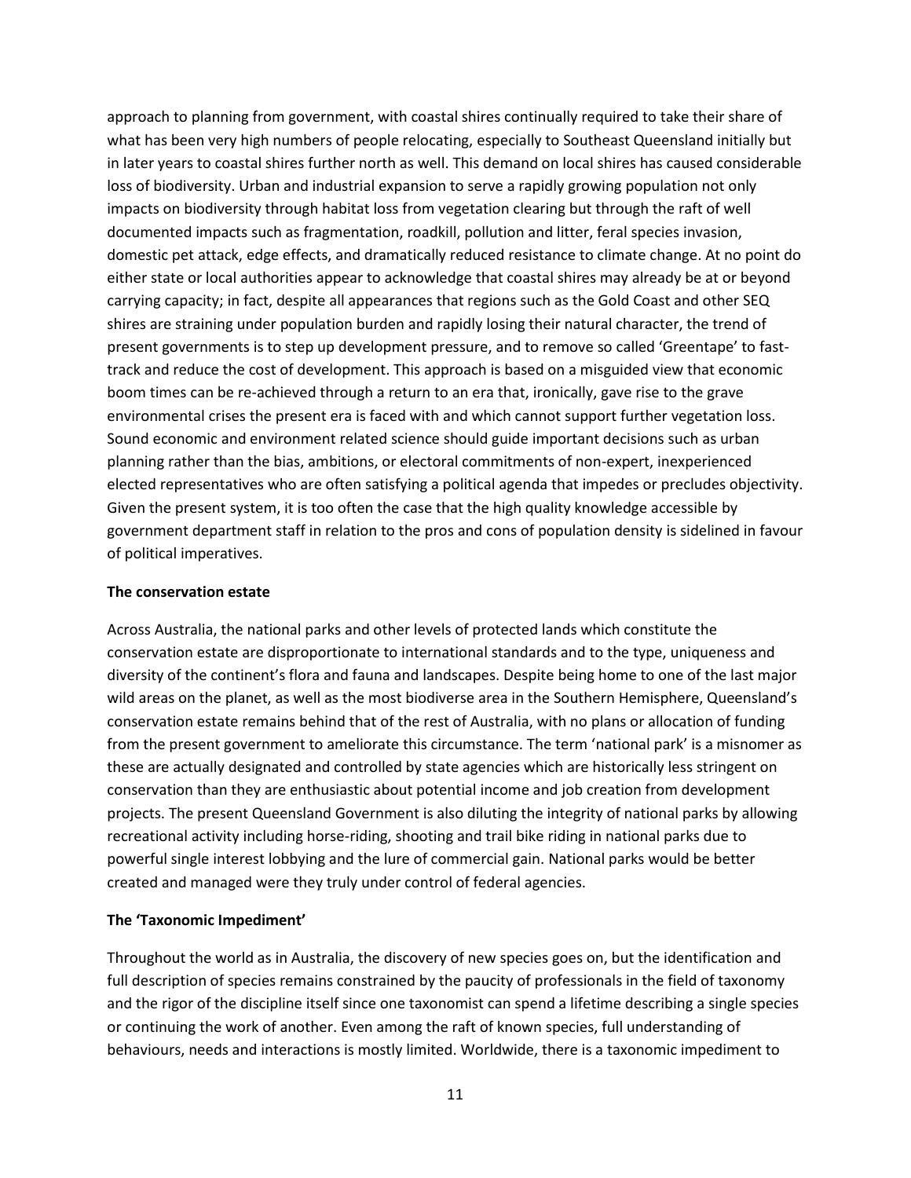approach to planning from government, with coastal shires continually required to take their share of what has been very high numbers of people relocating, especially to Southeast Queensland initially but in later years to coastal shires further north as well. This demand on local shires has caused considerable loss of biodiversity. Urban and industrial expansion to serve a rapidly growing population not only impacts on biodiversity through habitat loss from vegetation clearing but through the raft of well documented impacts such as fragmentation, roadkill, pollution and litter, feral species invasion, domestic pet attack, edge effects, and dramatically reduced resistance to climate change. At no point do either state or local authorities appear to acknowledge that coastal shires may already be at or beyond carrying capacity; in fact, despite all appearances that regions such as the Gold Coast and other SEQ shires are straining under population burden and rapidly losing their natural character, the trend of present governments is to step up development pressure, and to remove so called 'Greentape' to fast-track and reduce the cost of development. This approach is based on a misguided view that economic boom times can be re-achieved through a return to an era that, ironically, gave rise to the grave environmental crises the present era is faced with and which cannot support further vegetation loss. Sound economic and environment related science should guide important decisions such as urban planning rather than the bias, ambitions, or electoral commitments of non-expert, inexperienced elected representatives who are often satisfying a political agenda that impedes or precludes objectivity. Given the present system, it is too often the case that the high quality knowledge accessible by government department staff in relation to the pros and cons of population density is sidelined in favour of political imperatives.

**The conservation estate**

Across Australia, the national parks and other levels of protected lands which constitute the conservation estate are disproportionate to international standards and to the type, uniqueness and diversity of the continent's flora and fauna and landscapes. Despite being home to one of the last major wild areas on the planet, as well as the most biodiverse area in the Southern Hemisphere, Queensland's conservation estate remains behind that of the rest of Australia, with no plans or allocation of funding from the present government to ameliorate this circumstance. The term 'national park' is a misnomer as these are actually designated and controlled by state agencies which are historically less stringent on conservation than they are enthusiastic about potential income and job creation from development projects. The present Queensland Government is also diluting the integrity of national parks by allowing recreational activity including horse-riding, shooting and trail bike riding in national parks due to powerful single interest lobbying and the lure of commercial gain. National parks would be better created and managed were they truly under control of federal agencies.

**The 'Taxonomic Impediment'**

Throughout the world as in Australia, the discovery of new species goes on, but the identification and full description of species remains constrained by the paucity of professionals in the field of taxonomy and the rigor of the discipline itself since one taxonomist can spend a lifetime describing a single species or continuing the work of another. Even among the raft of known species, full understanding of behaviours, needs and interactions is mostly limited. Worldwide, there is a taxonomic impediment to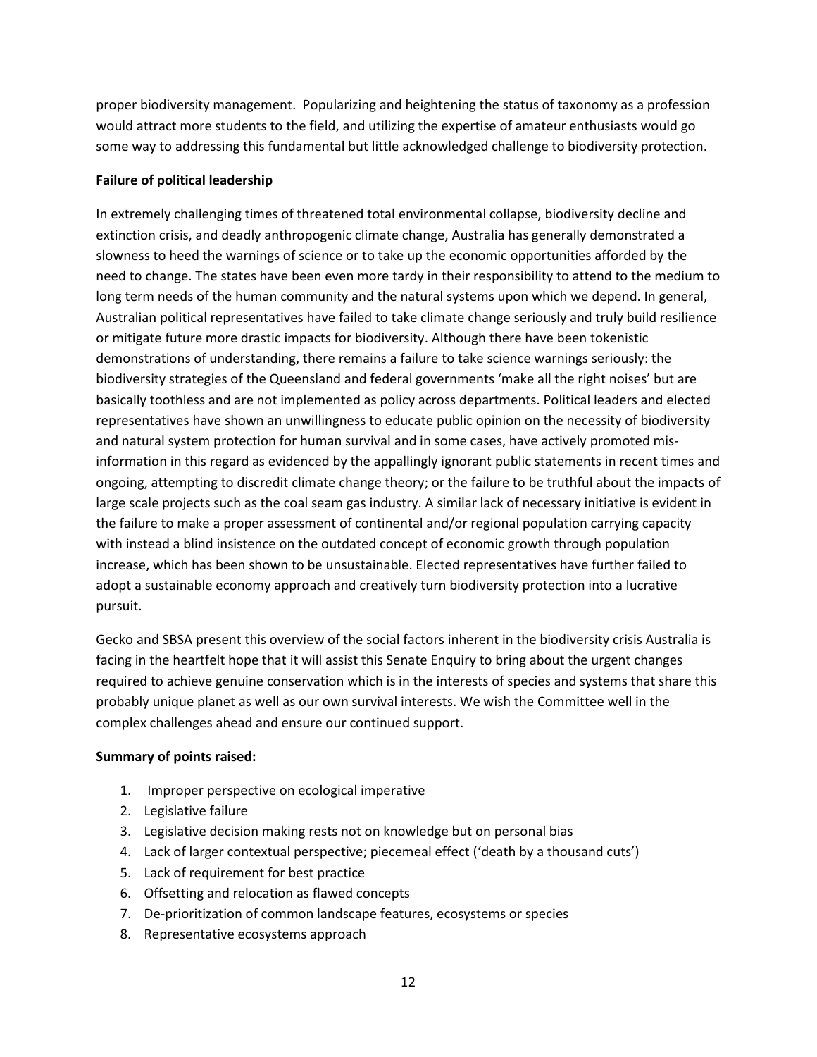proper biodiversity management. Popularizing and heightening the status of taxonomy as a profession would attract more students to the field, and utilizing the expertise of amateur enthusiasts would go some way to addressing this fundamental but little acknowledged challenge to biodiversity protection.

**Failure of political leadership**

In extremely challenging times of threatened total environmental collapse, biodiversity decline and extinction crisis, and deadly anthropogenic climate change, Australia has generally demonstrated a slowness to heed the warnings of science or to take up the economic opportunities afforded by the need to change. The states have been even more tardy in their responsibility to attend to the medium to long term needs of the human community and the natural systems upon which we depend. In general, Australian political representatives have failed to take climate change seriously and truly build resilience or mitigate future more drastic impacts for biodiversity. Although there have been tokenistic demonstrations of understanding, there remains a failure to take science warnings seriously: the biodiversity strategies of the Queensland and federal governments 'make all the right noises' but are basically toothless and are not implemented as policy across departments. Political leaders and elected representatives have shown an unwillingness to educate public opinion on the necessity of biodiversity and natural system protection for human survival and in some cases, have actively promoted mis-information in this regard as evidenced by the appallingly ignorant public statements in recent times and ongoing, attempting to discredit climate change theory; or the failure to be truthful about the impacts of large scale projects such as the coal seam gas industry. A similar lack of necessary initiative is evident in the failure to make a proper assessment of continental and/or regional population carrying capacity with instead a blind insistence on the outdated concept of economic growth through population increase, which has been shown to be unsustainable. Elected representatives have further failed to adopt a sustainable economy approach and creatively turn biodiversity protection into a lucrative pursuit.

Gecko and SBSA present this overview of the social factors inherent in the biodiversity crisis Australia is facing in the heartfelt hope that it will assist this Senate Enquiry to bring about the urgent changes required to achieve genuine conservation which is in the interests of species and systems that share this probably unique planet as well as our own survival interests. We wish the Committee well in the complex challenges ahead and ensure our continued support.

**Summary of points raised:**

1. Improper perspective on ecological imperative
2. Legislative failure
3. Legislative decision making rests not on knowledge but on personal bias
4. Lack of larger contextual perspective; piecemeal effect ('death by a thousand cuts')
5. Lack of requirement for best practice
6. Offsetting and relocation as flawed concepts
7. De-prioritization of common landscape features, ecosystems or species
8. Representative ecosystems approach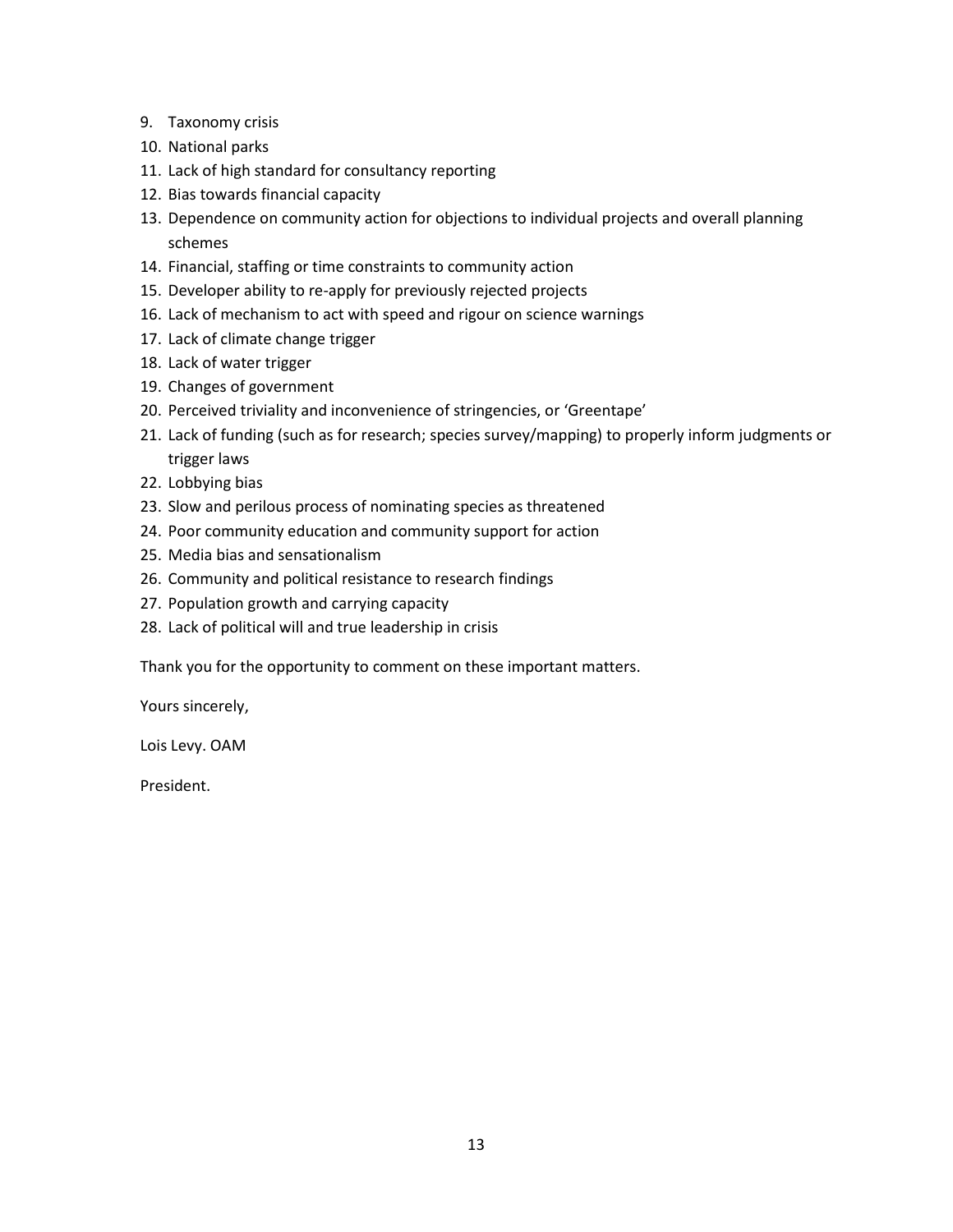9. Taxonomy crisis
10. National parks
11. Lack of high standard for consultancy reporting
12. Bias towards financial capacity
13. Dependence on community action for objections to individual projects and overall planning schemes
14. Financial, staffing or time constraints to community action
15. Developer ability to re-apply for previously rejected projects
16. Lack of mechanism to act with speed and rigour on science warnings
17. Lack of climate change trigger
18. Lack of water trigger
19. Changes of government
20. Perceived triviality and inconvenience of stringencies, or 'Greentape'
21. Lack of funding (such as for research; species survey/mapping) to properly inform judgments or trigger laws
22. Lobbying bias
23. Slow and perilous process of nominating species as threatened
24. Poor community education and community support for action
25. Media bias and sensationalism
26. Community and political resistance to research findings
27. Population growth and carrying capacity
28. Lack of political will and true leadership in crisis

Thank you for the opportunity to comment on these important matters.

Yours sincerely,

Lois Levy. OAM

President.